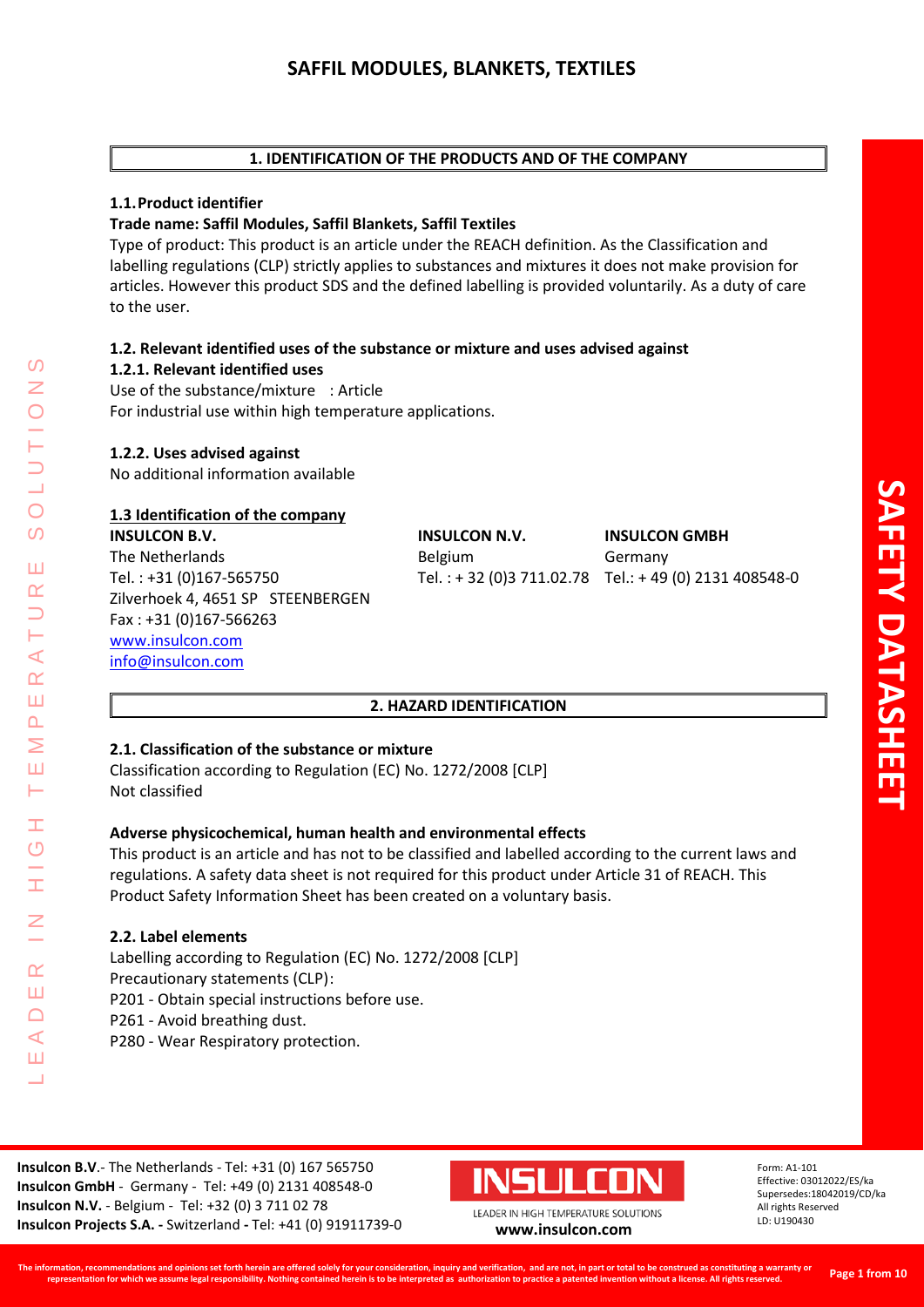# SAFFIL MODULES, BLANKETS, TEXTILES

## 1. IDENTIFICATION OF THE PRODUCTS AND OF THE COMPANY

### 1.1. Product identifier

**Trade name: Saffil Modules, Saffil Blankets, Saffil Textiles**

Type of product: This product is an article under the REACH definition. As the Classification and labelling regulations (CLP) strictly applies to substances and mixtures it does not make provision for articles. However this product SDS and the defined labelling is provided voluntarily. As a duty of care to the user.

### 1.2. Relevant identified uses of the substance or mixture and uses advised against

#### 1.2.1. Relevant identified uses

Use of the substance/mixture : Article

For industrial use within high temperature applications.

#### 1.2.2. Uses advised against

No additional information available

### 1.3 Identification of the company

**INSULCON B.V.**
The Netherlands
Tel. : +31 (0)167-565750
Zilverhoek 4, 4651 SP STEENBERGEN
Fax : +31 (0)167-566263
www.insulcon.com
info@insulcon.com

**INSULCON N.V.**
Belgium
Tel. : + 32 (0)3 711.02.78

**INSULCON GMBH**
Germany
Tel.: + 49 (0) 2131 408548-0

## 2. HAZARD IDENTIFICATION

### 2.1. Classification of the substance or mixture

Classification according to Regulation (EC) No. 1272/2008 [CLP]
Not classified

**Adverse physicochemical, human health and environmental effects**

This product is an article and has not to be classified and labelled according to the current laws and regulations. A safety data sheet is not required for this product under Article 31 of REACH. This Product Safety Information Sheet has been created on a voluntary basis.

### 2.2. Label elements

Labelling according to Regulation (EC) No. 1272/2008 [CLP]
Precautionary statements (CLP):
P201 - Obtain special instructions before use.
P261 - Avoid breathing dust.
P280 - Wear Respiratory protection.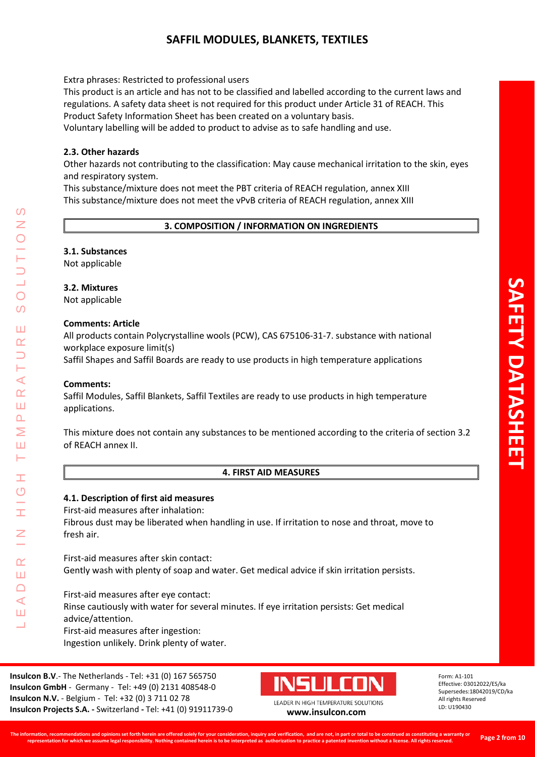Extra phrases: Restricted to professional users

This product is an article and has not to be classified and labelled according to the current laws and regulations. A safety data sheet is not required for this product under Article 31 of REACH. This Product Safety Information Sheet has been created on a voluntary basis.

Voluntary labelling will be added to product to advise as to safe handling and use.

### 2.3. Other hazards

Other hazards not contributing to the classification: May cause mechanical irritation to the skin, eyes and respiratory system.

This substance/mixture does not meet the PBT criteria of REACH regulation, annex XIII

This substance/mixture does not meet the vPvB criteria of REACH regulation, annex XIII

## 3. COMPOSITION / INFORMATION ON INGREDIENTS

### 3.1. Substances

Not applicable

### 3.2. Mixtures

Not applicable

**Comments: Article**

All products contain Polycrystalline wools (PCW), CAS 675106-31-7. substance with national workplace exposure limit(s)

Saffil Shapes and Saffil Boards are ready to use products in high temperature applications

**Comments:**

Saffil Modules, Saffil Blankets, Saffil Textiles are ready to use products in high temperature applications.

This mixture does not contain any substances to be mentioned according to the criteria of section 3.2 of REACH annex II.

## 4. FIRST AID MEASURES

### 4.1. Description of first aid measures

First-aid measures after inhalation:

Fibrous dust may be liberated when handling in use. If irritation to nose and throat, move to fresh air.

First-aid measures after skin contact:

Gently wash with plenty of soap and water. Get medical advice if skin irritation persists.

First-aid measures after eye contact:

Rinse cautiously with water for several minutes. If eye irritation persists: Get medical advice/attention.

First-aid measures after ingestion:

Ingestion unlikely. Drink plenty of water.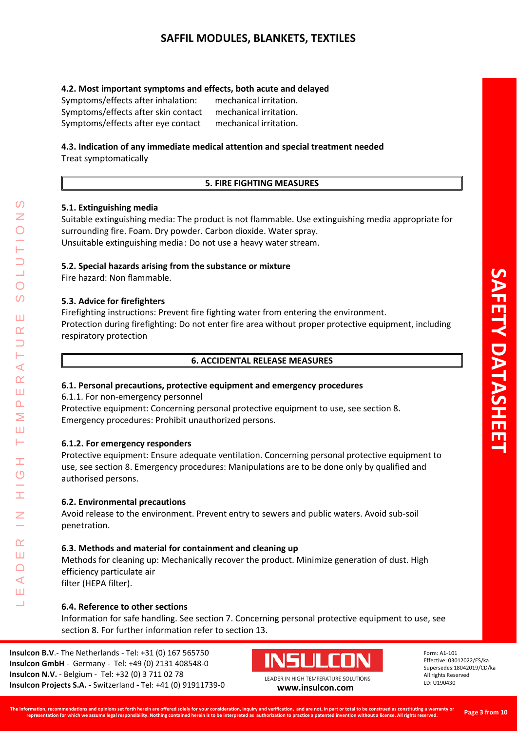#### 4.2. Most important symptoms and effects, both acute and delayed

Symptoms/effects after inhalation: mechanical irritation.
Symptoms/effects after skin contact mechanical irritation.
Symptoms/effects after eye contact mechanical irritation.

#### 4.3. Indication of any immediate medical attention and special treatment needed

Treat symptomatically

## 5. FIRE FIGHTING MEASURES

#### 5.1. Extinguishing media

Suitable extinguishing media: The product is not flammable. Use extinguishing media appropriate for surrounding fire. Foam. Dry powder. Carbon dioxide. Water spray.
Unsuitable extinguishing media : Do not use a heavy water stream.

#### 5.2. Special hazards arising from the substance or mixture

Fire hazard: Non flammable.

#### 5.3. Advice for firefighters

Firefighting instructions: Prevent fire fighting water from entering the environment.
Protection during firefighting: Do not enter fire area without proper protective equipment, including respiratory protection

## 6. ACCIDENTAL RELEASE MEASURES

#### 6.1. Personal precautions, protective equipment and emergency procedures

6.1.1. For non-emergency personnel

Protective equipment: Concerning personal protective equipment to use, see section 8.
Emergency procedures: Prohibit unauthorized persons.

#### 6.1.2. For emergency responders

Protective equipment: Ensure adequate ventilation. Concerning personal protective equipment to use, see section 8. Emergency procedures: Manipulations are to be done only by qualified and authorised persons.

#### 6.2. Environmental precautions

Avoid release to the environment. Prevent entry to sewers and public waters. Avoid sub-soil penetration.

#### 6.3. Methods and material for containment and cleaning up

Methods for cleaning up: Mechanically recover the product. Minimize generation of dust. High efficiency particulate air
filter (HEPA filter).

#### 6.4. Reference to other sections

Information for safe handling. See section 7. Concerning personal protective equipment to use, see section 8. For further information refer to section 13.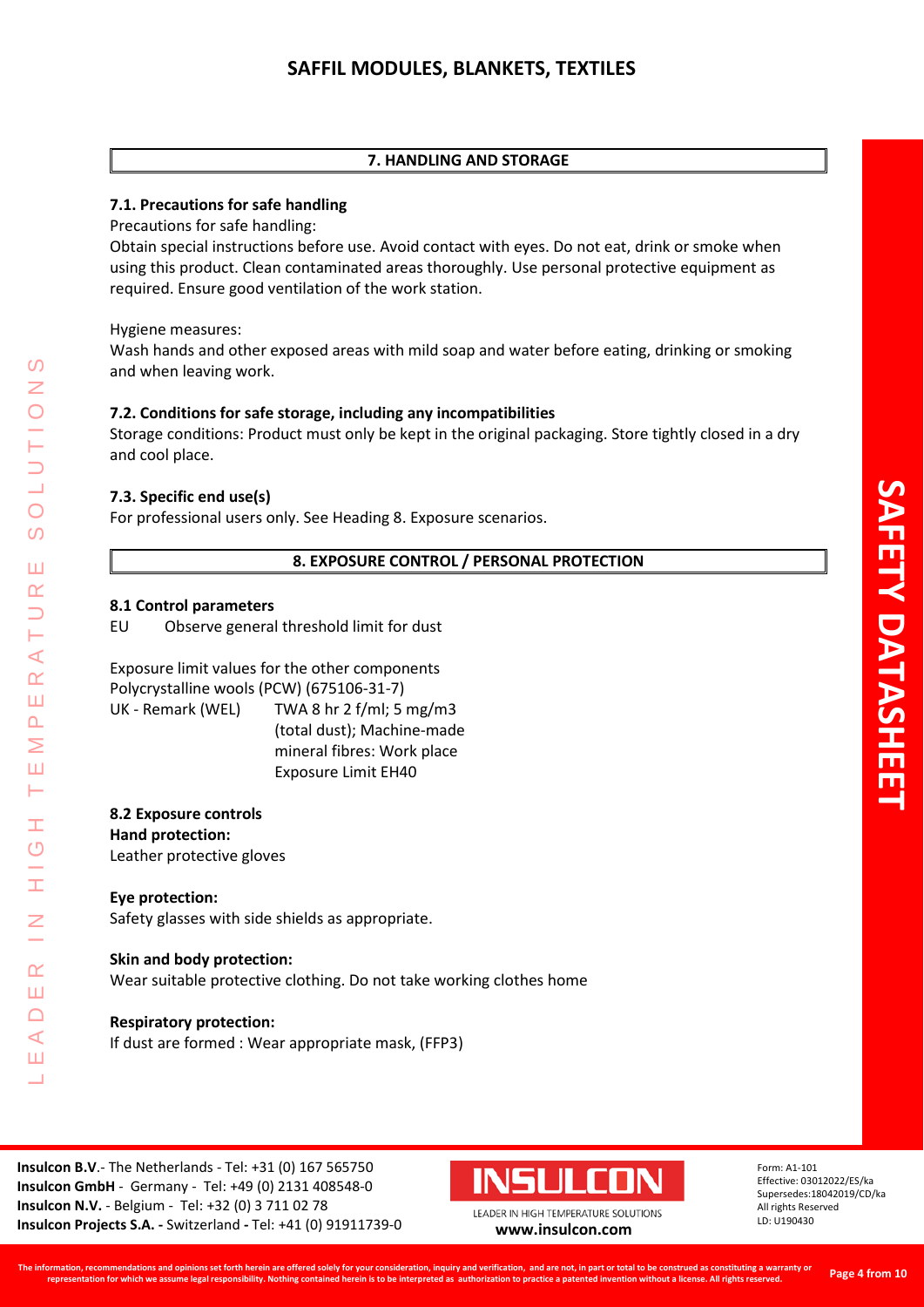## 7. HANDLING AND STORAGE

### 7.1. Precautions for safe handling

Precautions for safe handling:

Obtain special instructions before use. Avoid contact with eyes. Do not eat, drink or smoke when using this product. Clean contaminated areas thoroughly. Use personal protective equipment as required. Ensure good ventilation of the work station.

Hygiene measures:

Wash hands and other exposed areas with mild soap and water before eating, drinking or smoking and when leaving work.

### 7.2. Conditions for safe storage, including any incompatibilities

Storage conditions: Product must only be kept in the original packaging. Store tightly closed in a dry and cool place.

### 7.3. Specific end use(s)

For professional users only. See Heading 8. Exposure scenarios.

## 8. EXPOSURE CONTROL / PERSONAL PROTECTION

### 8.1 Control parameters

EU Observe general threshold limit for dust

Exposure limit values for the other components

Polycrystalline wools (PCW) (675106-31-7)

| | |
|---|---|
| UK - Remark (WEL) | TWA 8 hr 2 f/ml; 5 mg/m3 (total dust); Machine-made mineral fibres: Work place Exposure Limit EH40 |

### 8.2 Exposure controls

**Hand protection:**

Leather protective gloves

**Eye protection:**

Safety glasses with side shields as appropriate.

**Skin and body protection:**

Wear suitable protective clothing. Do not take working clothes home

**Respiratory protection:**

If dust are formed : Wear appropriate mask, (FFP3)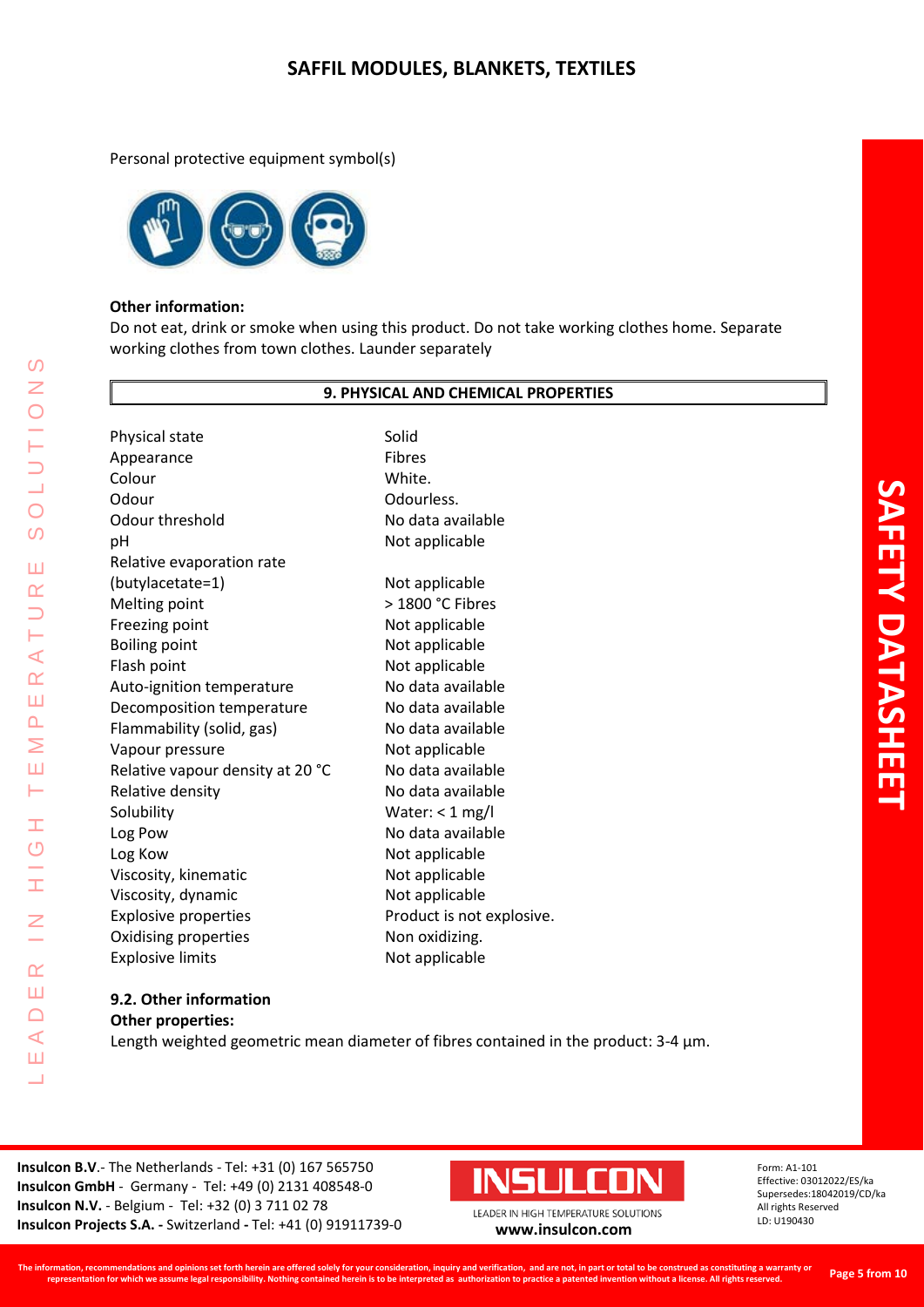Personal protective equipment symbol(s)

**Other information:**

Do not eat, drink or smoke when using this product. Do not take working clothes home. Separate working clothes from town clothes. Launder separately

## 9. PHYSICAL AND CHEMICAL PROPERTIES

| | |
|---|---|
| Physical state | Solid |
| Appearance | Fibres |
| Colour | White. |
| Odour | Odourless. |
| Odour threshold | No data available |
| pH | Not applicable |
| Relative evaporation rate (butylacetate=1) | Not applicable |
| Melting point | > 1800 °C Fibres |
| Freezing point | Not applicable |
| Boiling point | Not applicable |
| Flash point | Not applicable |
| Auto-ignition temperature | No data available |
| Decomposition temperature | No data available |
| Flammability (solid, gas) | No data available |
| Vapour pressure | Not applicable |
| Relative vapour density at 20 °C | No data available |
| Relative density | No data available |
| Solubility | Water: < 1 mg/l |
| Log Pow | No data available |
| Log Kow | Not applicable |
| Viscosity, kinematic | Not applicable |
| Viscosity, dynamic | Not applicable |
| Explosive properties | Product is not explosive. |
| Oxidising properties | Non oxidizing. |
| Explosive limits | Not applicable |

### 9.2. Other information

**Other properties:**

Length weighted geometric mean diameter of fibres contained in the product: 3-4 µm.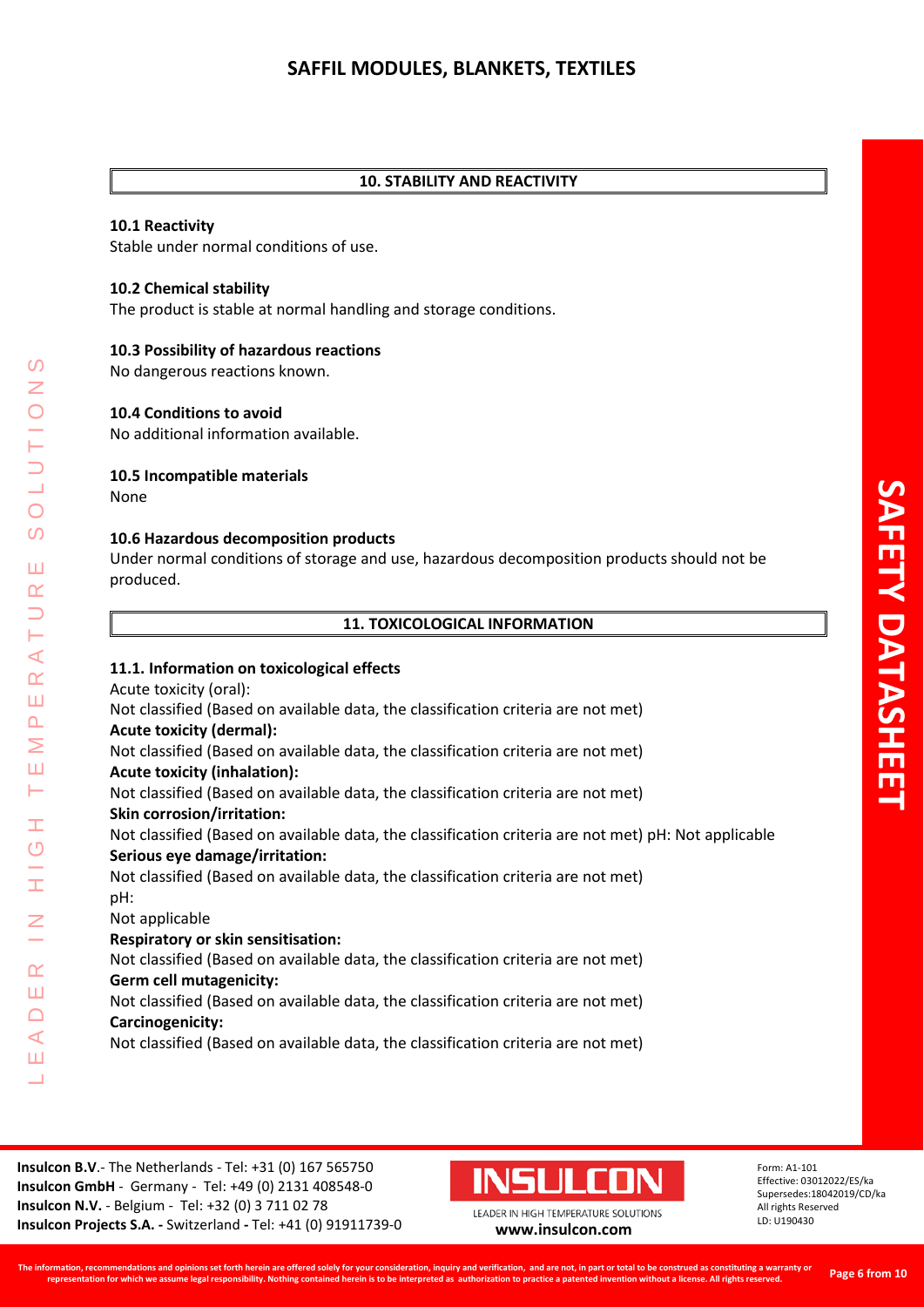## 10. STABILITY AND REACTIVITY

**10.1 Reactivity**

Stable under normal conditions of use.

**10.2 Chemical stability**

The product is stable at normal handling and storage conditions.

**10.3 Possibility of hazardous reactions**

No dangerous reactions known.

**10.4 Conditions to avoid**

No additional information available.

**10.5 Incompatible materials**

None

**10.6 Hazardous decomposition products**

Under normal conditions of storage and use, hazardous decomposition products should not be produced.

## 11. TOXICOLOGICAL INFORMATION

**11.1. Information on toxicological effects**

Acute toxicity (oral):

Not classified (Based on available data, the classification criteria are not met)

**Acute toxicity (dermal):**

Not classified (Based on available data, the classification criteria are not met)

**Acute toxicity (inhalation):**

Not classified (Based on available data, the classification criteria are not met)

**Skin corrosion/irritation:**

Not classified (Based on available data, the classification criteria are not met) pH: Not applicable

**Serious eye damage/irritation:**

Not classified (Based on available data, the classification criteria are not met)

pH:

Not applicable

**Respiratory or skin sensitisation:**

Not classified (Based on available data, the classification criteria are not met)

**Germ cell mutagenicity:**

Not classified (Based on available data, the classification criteria are not met)

**Carcinogenicity:**

Not classified (Based on available data, the classification criteria are not met)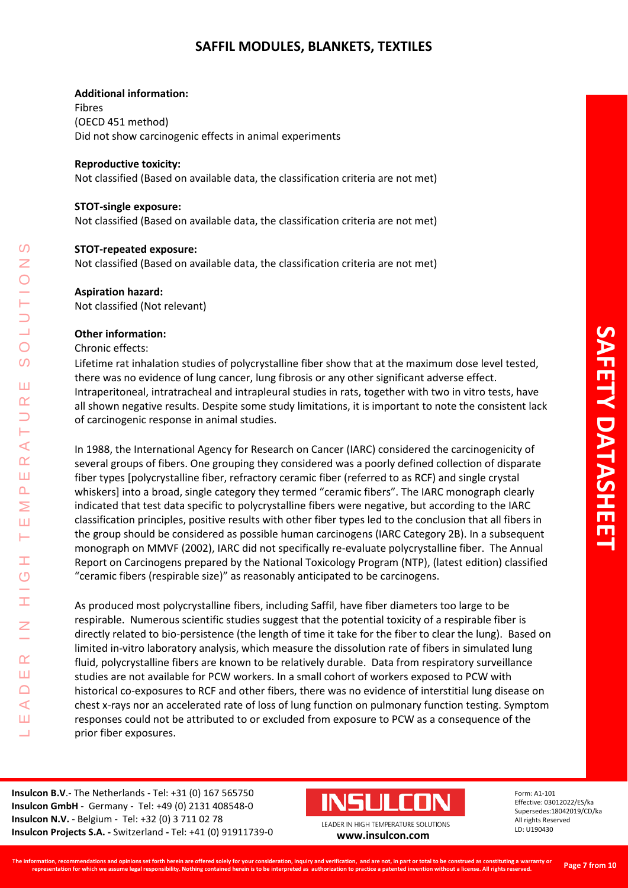**Additional information:**
Fibres
(OECD 451 method)
Did not show carcinogenic effects in animal experiments

**Reproductive toxicity:**
Not classified (Based on available data, the classification criteria are not met)

**STOT-single exposure:**
Not classified (Based on available data, the classification criteria are not met)

**STOT-repeated exposure:**
Not classified (Based on available data, the classification criteria are not met)

**Aspiration hazard:**
Not classified (Not relevant)

**Other information:**
Chronic effects:
Lifetime rat inhalation studies of polycrystalline fiber show that at the maximum dose level tested, there was no evidence of lung cancer, lung fibrosis or any other significant adverse effect. Intraperitoneal, intratracheal and intrapleural studies in rats, together with two in vitro tests, have all shown negative results. Despite some study limitations, it is important to note the consistent lack of carcinogenic response in animal studies.

In 1988, the International Agency for Research on Cancer (IARC) considered the carcinogenicity of several groups of fibers. One grouping they considered was a poorly defined collection of disparate fiber types [polycrystalline fiber, refractory ceramic fiber (referred to as RCF) and single crystal whiskers] into a broad, single category they termed "ceramic fibers". The IARC monograph clearly indicated that test data specific to polycrystalline fibers were negative, but according to the IARC classification principles, positive results with other fiber types led to the conclusion that all fibers in the group should be considered as possible human carcinogens (IARC Category 2B). In a subsequent monograph on MMVF (2002), IARC did not specifically re-evaluate polycrystalline fiber. The Annual Report on Carcinogens prepared by the National Toxicology Program (NTP), (latest edition) classified "ceramic fibers (respirable size)" as reasonably anticipated to be carcinogens.

As produced most polycrystalline fibers, including Saffil, have fiber diameters too large to be respirable. Numerous scientific studies suggest that the potential toxicity of a respirable fiber is directly related to bio-persistence (the length of time it take for the fiber to clear the lung). Based on limited in-vitro laboratory analysis, which measure the dissolution rate of fibers in simulated lung fluid, polycrystalline fibers are known to be relatively durable. Data from respiratory surveillance studies are not available for PCW workers. In a small cohort of workers exposed to PCW with historical co-exposures to RCF and other fibers, there was no evidence of interstitial lung disease on chest x-rays nor an accelerated rate of loss of lung function on pulmonary function testing. Symptom responses could not be attributed to or excluded from exposure to PCW as a consequence of the prior fiber exposures.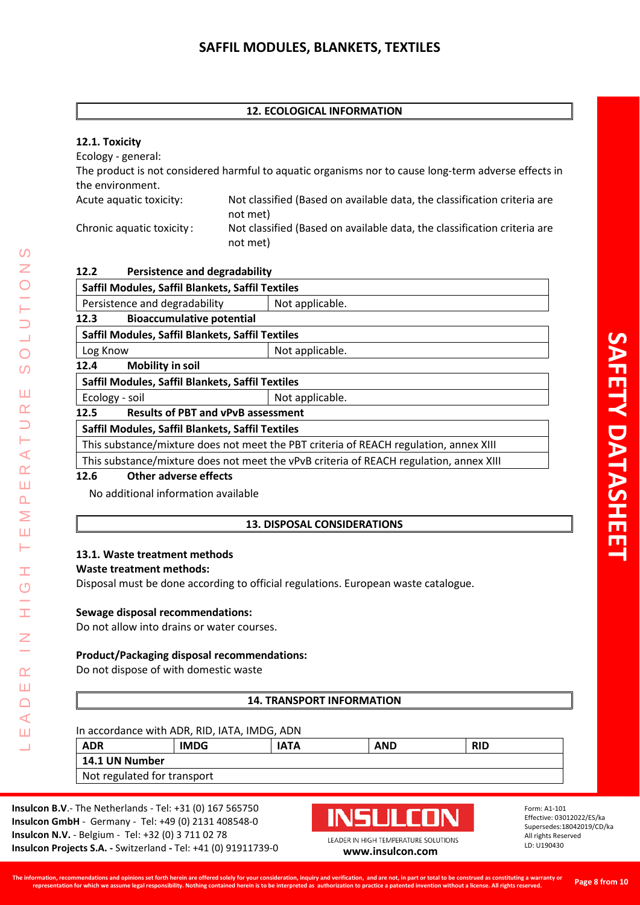## 12. ECOLOGICAL INFORMATION

### 12.1. Toxicity

Ecology - general:

The product is not considered harmful to aquatic organisms nor to cause long-term adverse effects in the environment.

| | |
|---|---|
| Acute aquatic toxicity: | Not classified (Based on available data, the classification criteria are not met) |
| Chronic aquatic toxicity : | Not classified (Based on available data, the classification criteria are not met) |

### 12.2 Persistence and degradability

| Saffil Modules, Saffil Blankets, Saffil Textiles | |
|---|---|
| Persistence and degradability | Not applicable. |

### 12.3 Bioaccumulative potential

| Saffil Modules, Saffil Blankets, Saffil Textiles | |
|---|---|
| Log Know | Not applicable. |

### 12.4 Mobility in soil

| Saffil Modules, Saffil Blankets, Saffil Textiles | |
|---|---|
| Ecology - soil | Not applicable. |

### 12.5 Results of PBT and vPvB assessment

| Saffil Modules, Saffil Blankets, Saffil Textiles |
|---|
| This substance/mixture does not meet the PBT criteria of REACH regulation, annex XIII |
| This substance/mixture does not meet the vPvB criteria of REACH regulation, annex XIII |

### 12.6 Other adverse effects

No additional information available

## 13. DISPOSAL CONSIDERATIONS

### 13.1. Waste treatment methods

**Waste treatment methods:**

Disposal must be done according to official regulations. European waste catalogue.

**Sewage disposal recommendations:**

Do not allow into drains or water courses.

**Product/Packaging disposal recommendations:**

Do not dispose of with domestic waste

## 14. TRANSPORT INFORMATION

In accordance with ADR, RID, IATA, IMDG, ADN

| ADR | IMDG | IATA | AND | RID |
|---|---|---|---|---|
| **14.1 UN Number** | | | | |
| Not regulated for transport | | | | |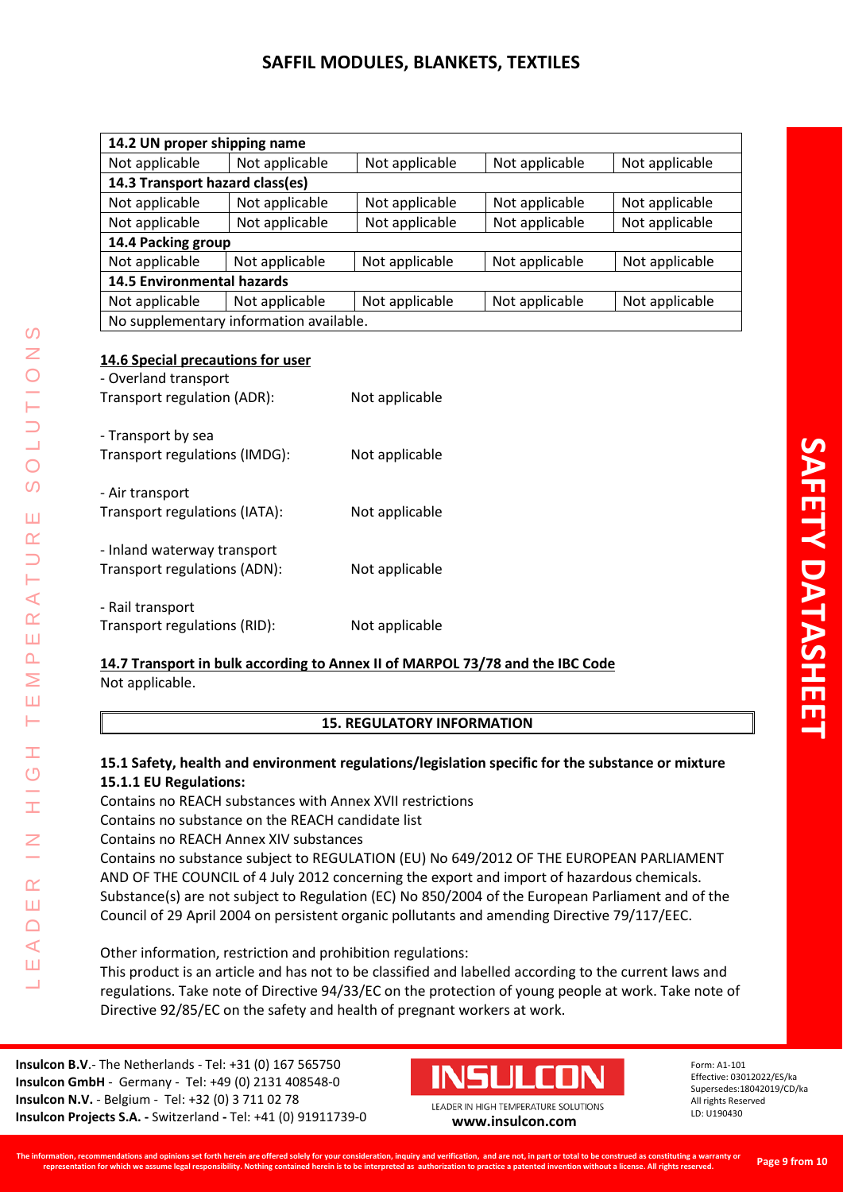| 14.2 UN proper shipping name | | | | |
|---|---|---|---|---|
| Not applicable | Not applicable | Not applicable | Not applicable | Not applicable |
| **14.3 Transport hazard class(es)** | | | | |
| Not applicable | Not applicable | Not applicable | Not applicable | Not applicable |
| Not applicable | Not applicable | Not applicable | Not applicable | Not applicable |
| **14.4 Packing group** | | | | |
| Not applicable | Not applicable | Not applicable | Not applicable | Not applicable |
| **14.5 Environmental hazards** | | | | |
| Not applicable | Not applicable | Not applicable | Not applicable | Not applicable |
| No supplementary information available. | | | | |

**14.6 Special precautions for user**

- Overland transport
Transport regulation (ADR): Not applicable

- Transport by sea
Transport regulations (IMDG): Not applicable

- Air transport
Transport regulations (IATA): Not applicable

- Inland waterway transport
Transport regulations (ADN): Not applicable

- Rail transport
Transport regulations (RID): Not applicable

**14.7 Transport in bulk according to Annex II of MARPOL 73/78 and the IBC Code**

Not applicable.

## 15. REGULATORY INFORMATION

**15.1 Safety, health and environment regulations/legislation specific for the substance or mixture**

**15.1.1 EU Regulations:**

Contains no REACH substances with Annex XVII restrictions
Contains no substance on the REACH candidate list
Contains no REACH Annex XIV substances
Contains no substance subject to REGULATION (EU) No 649/2012 OF THE EUROPEAN PARLIAMENT AND OF THE COUNCIL of 4 July 2012 concerning the export and import of hazardous chemicals.
Substance(s) are not subject to Regulation (EC) No 850/2004 of the European Parliament and of the Council of 29 April 2004 on persistent organic pollutants and amending Directive 79/117/EEC.

Other information, restriction and prohibition regulations:
This product is an article and has not to be classified and labelled according to the current laws and regulations. Take note of Directive 94/33/EC on the protection of young people at work. Take note of Directive 92/85/EC on the safety and health of pregnant workers at work.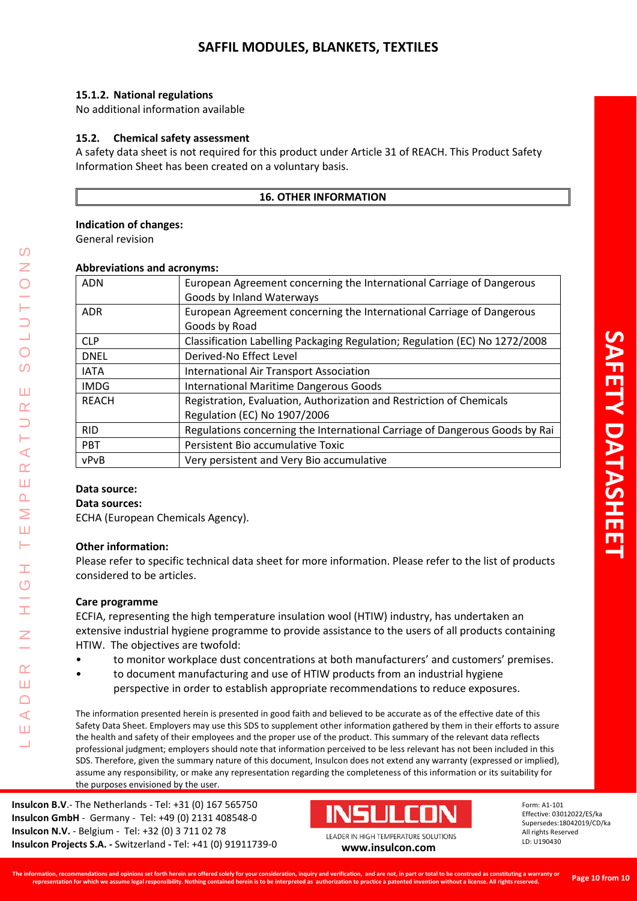#### 15.1.2. National regulations

No additional information available

#### 15.2. Chemical safety assessment

A safety data sheet is not required for this product under Article 31 of REACH. This Product Safety Information Sheet has been created on a voluntary basis.

## 16. OTHER INFORMATION

**Indication of changes:**

General revision

**Abbreviations and acronyms:**

| | |
|---|---|
| ADN | European Agreement concerning the International Carriage of Dangerous Goods by Inland Waterways |
| ADR | European Agreement concerning the International Carriage of Dangerous Goods by Road |
| CLP | Classification Labelling Packaging Regulation; Regulation (EC) No 1272/2008 |
| DNEL | Derived-No Effect Level |
| IATA | International Air Transport Association |
| IMDG | International Maritime Dangerous Goods |
| REACH | Registration, Evaluation, Authorization and Restriction of Chemicals Regulation (EC) No 1907/2006 |
| RID | Regulations concerning the International Carriage of Dangerous Goods by Rai |
| PBT | Persistent Bio accumulative Toxic |
| vPvB | Very persistent and Very Bio accumulative |

**Data source:**

**Data sources:**

ECHA (European Chemicals Agency).

**Other information:**

Please refer to specific technical data sheet for more information. Please refer to the list of products considered to be articles.

**Care programme**

ECFIA, representing the high temperature insulation wool (HTIW) industry, has undertaken an extensive industrial hygiene programme to provide assistance to the users of all products containing HTIW. The objectives are twofold:

- to monitor workplace dust concentrations at both manufacturers' and customers' premises.
- to document manufacturing and use of HTIW products from an industrial hygiene perspective in order to establish appropriate recommendations to reduce exposures.

The information presented herein is presented in good faith and believed to be accurate as of the effective date of this Safety Data Sheet. Employers may use this SDS to supplement other information gathered by them in their efforts to assure the health and safety of their employees and the proper use of the product. This summary of the relevant data reflects professional judgment; employers should note that information perceived to be less relevant has not been included in this SDS. Therefore, given the summary nature of this document, Insulcon does not extend any warranty (expressed or implied), assume any responsibility, or make any representation regarding the completeness of this information or its suitability for the purposes envisioned by the user.